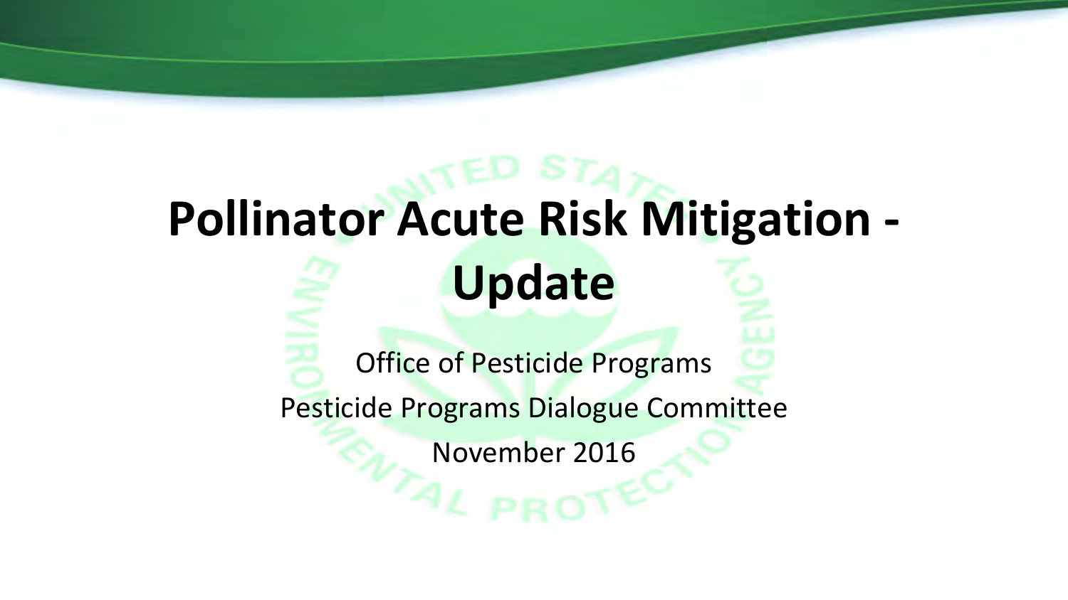# Pollinator Acute Risk Mitigation - Update

Office of Pesticide Programs

Pesticide Programs Dialogue Committee

November 2016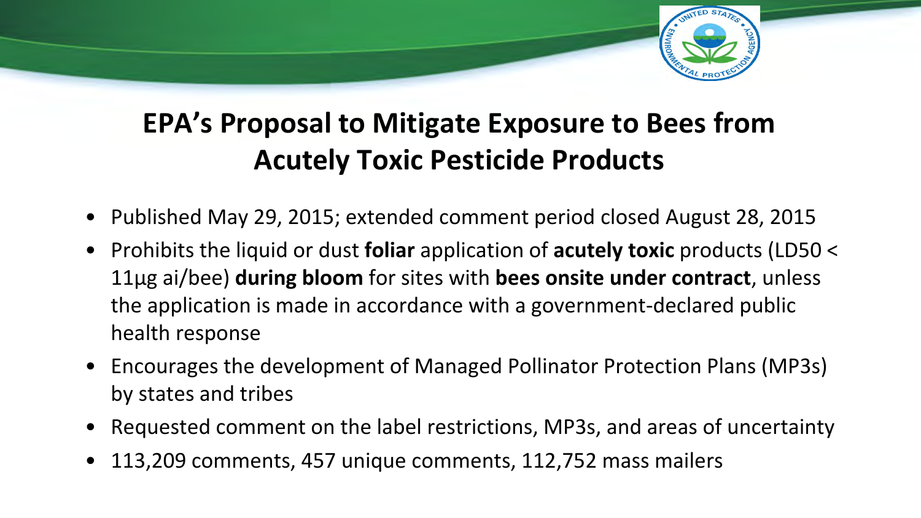# EPA's Proposal to Mitigate Exposure to Bees from Acutely Toxic Pesticide Products

- Published May 29, 2015; extended comment period closed August 28, 2015
- Prohibits the liquid or dust **foliar** application of **acutely toxic** products (LD50 < 11μg ai/bee) **during bloom** for sites with **bees onsite under contract**, unless the application is made in accordance with a government-declared public health response
- Encourages the development of Managed Pollinator Protection Plans (MP3s) by states and tribes
- Requested comment on the label restrictions, MP3s, and areas of uncertainty
- 113,209 comments, 457 unique comments, 112,752 mass mailers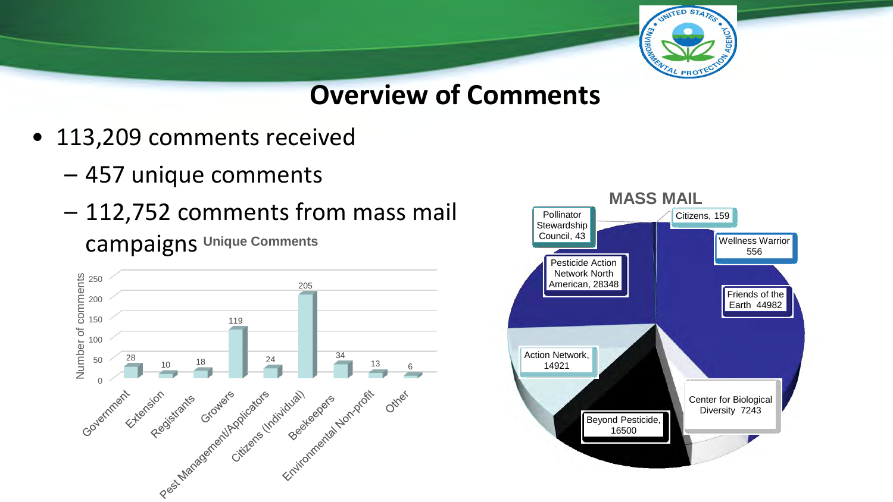# Overview of Comments

- 113,209 comments received
  - 457 unique comments
  - 112,752 comments from mass mail campaigns

**Unique Comments**

| Category | Number of comments |
|---|---|
| Government | 28 |
| Extension | 10 |
| Registrants | 18 |
| Growers | 119 |
| Pest Management/Applicators | 24 |
| Citizens (Individual) | 205 |
| Beekeepers | 34 |
| Environmental Non-profit | 13 |
| Other | 6 |

**MASS MAIL**

| Source | Comments |
|---|---|
| Citizens | 159 |
| Wellness Warrior | 556 |
| Friends of the Earth | 44982 |
| Center for Biological Diversity | 7243 |
| Beyond Pesticide | 16500 |
| Action Network | 14921 |
| Pesticide Action Network North American | 28348 |
| Pollinator Stewardship Council | 43 |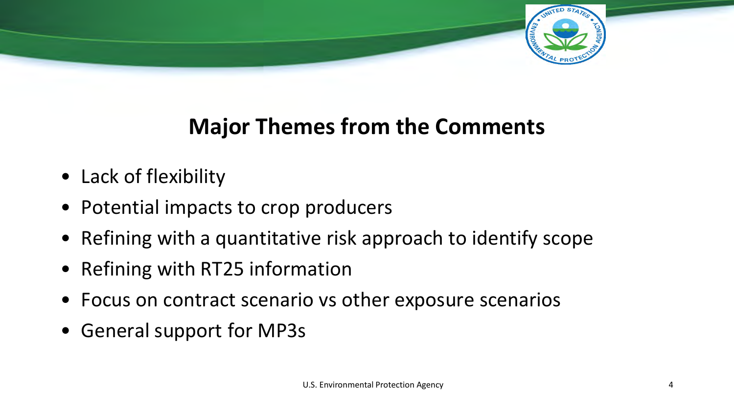## Major Themes from the Comments

- Lack of flexibility
- Potential impacts to crop producers
- Refining with a quantitative risk approach to identify scope
- Refining with RT25 information
- Focus on contract scenario vs other exposure scenarios
- General support for MP3s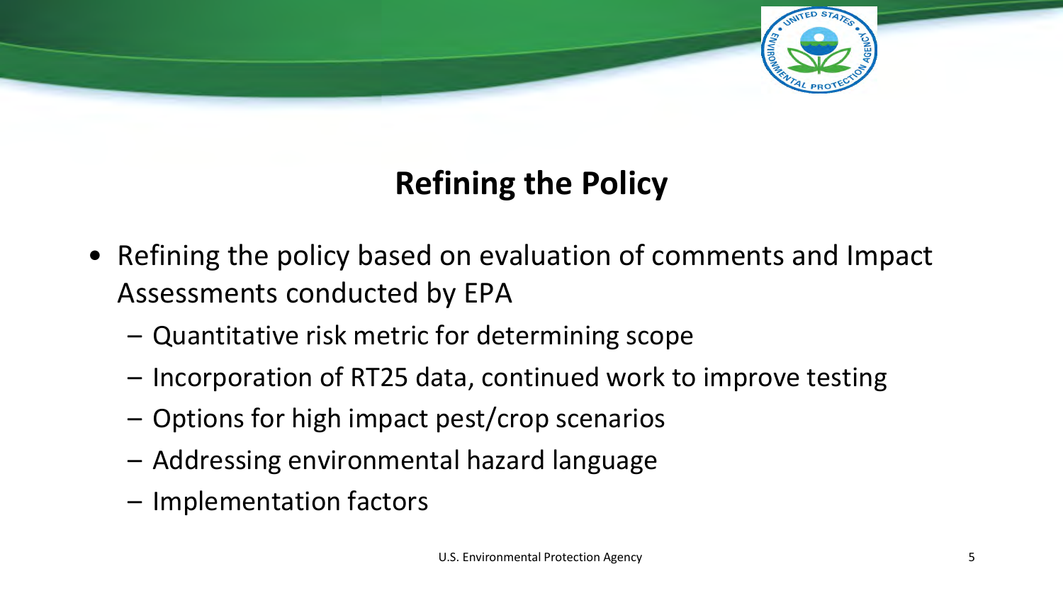# Refining the Policy

- Refining the policy based on evaluation of comments and Impact Assessments conducted by EPA
  - Quantitative risk metric for determining scope
  - Incorporation of RT25 data, continued work to improve testing
  - Options for high impact pest/crop scenarios
  - Addressing environmental hazard language
  - Implementation factors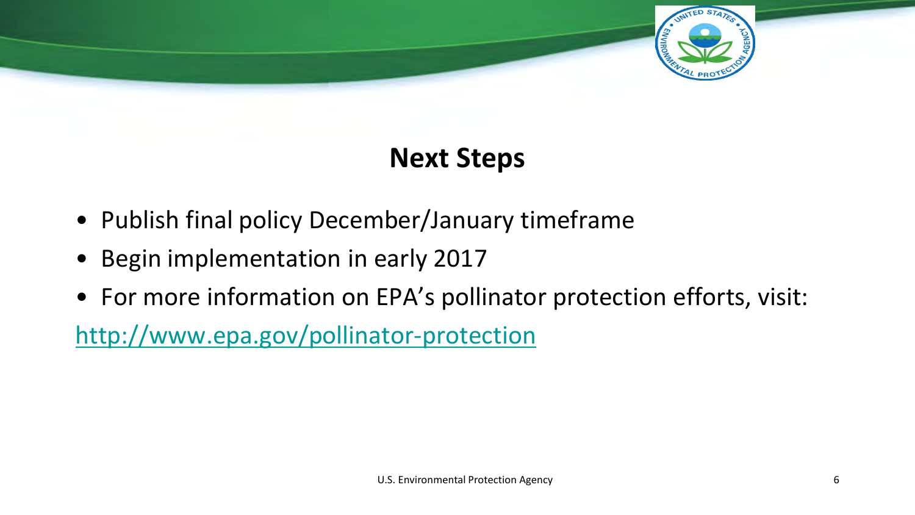## Next Steps

- Publish final policy December/January timeframe
- Begin implementation in early 2017
- For more information on EPA's pollinator protection efforts, visit:

http://www.epa.gov/pollinator-protection